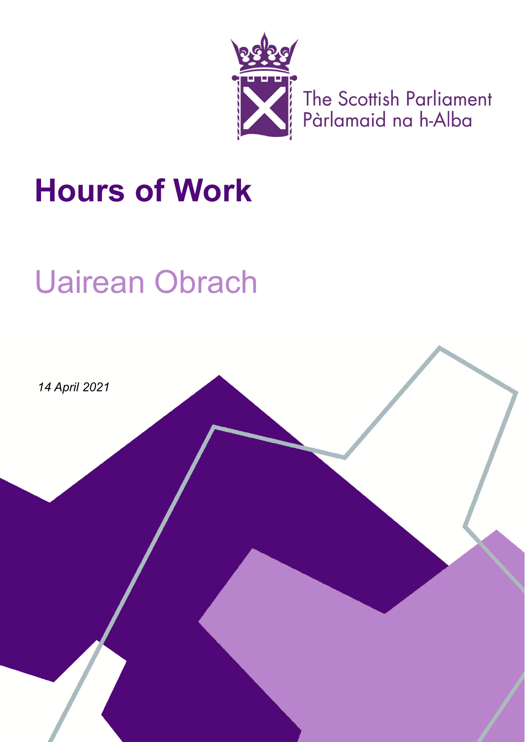The Scottish Parliament
Pàrlamaid na h-Alba

# Hours of Work

# Uairean Obrach

*14 April 2021*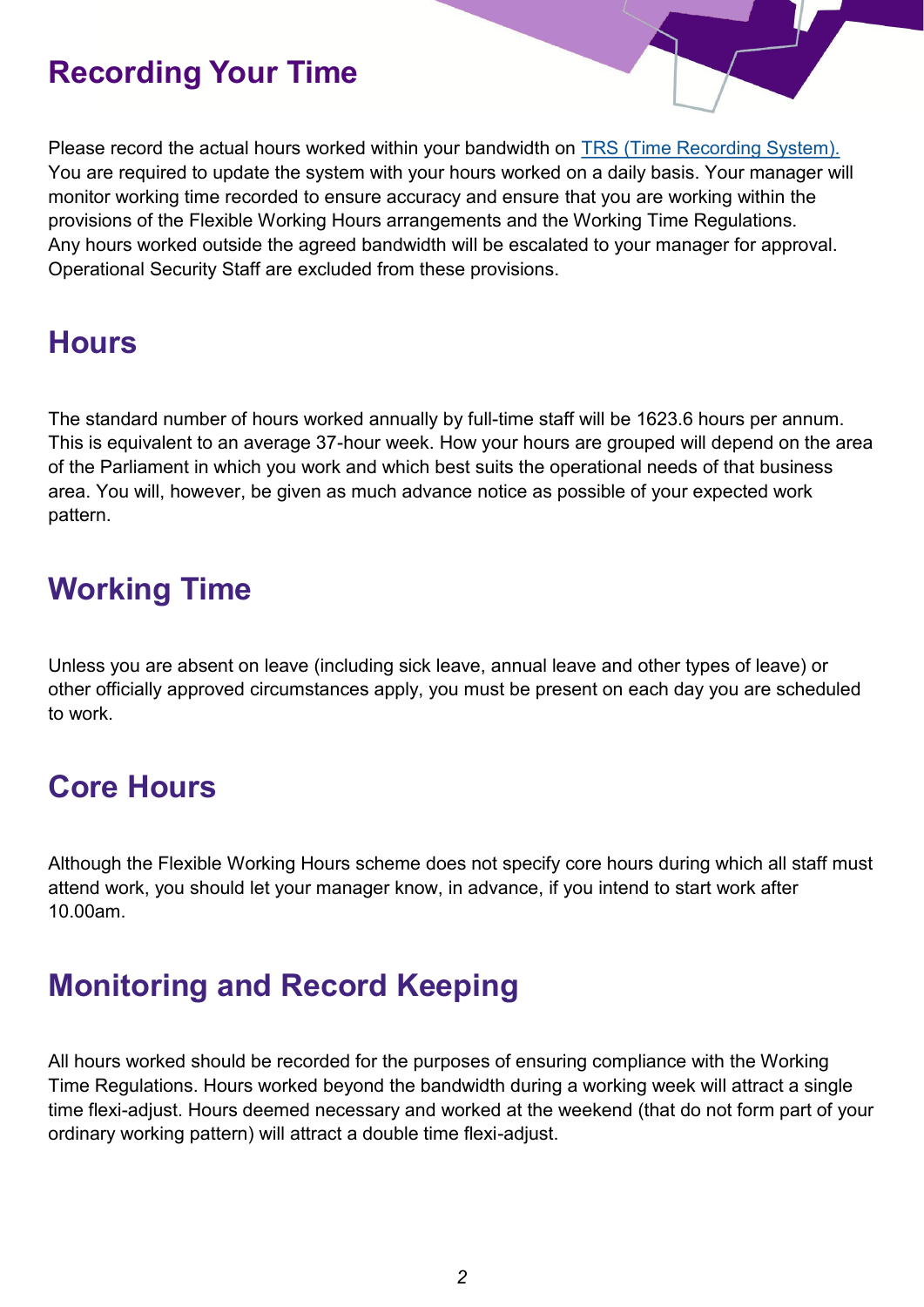## Recording Your Time

Please record the actual hours worked within your bandwidth on [TRS (Time Recording System).](#) You are required to update the system with your hours worked on a daily basis. Your manager will monitor working time recorded to ensure accuracy and ensure that you are working within the provisions of the Flexible Working Hours arrangements and the Working Time Regulations. Any hours worked outside the agreed bandwidth will be escalated to your manager for approval. Operational Security Staff are excluded from these provisions.

## Hours

The standard number of hours worked annually by full-time staff will be 1623.6 hours per annum. This is equivalent to an average 37-hour week. How your hours are grouped will depend on the area of the Parliament in which you work and which best suits the operational needs of that business area. You will, however, be given as much advance notice as possible of your expected work pattern.

## Working Time

Unless you are absent on leave (including sick leave, annual leave and other types of leave) or other officially approved circumstances apply, you must be present on each day you are scheduled to work.

## Core Hours

Although the Flexible Working Hours scheme does not specify core hours during which all staff must attend work, you should let your manager know, in advance, if you intend to start work after 10.00am.

## Monitoring and Record Keeping

All hours worked should be recorded for the purposes of ensuring compliance with the Working Time Regulations. Hours worked beyond the bandwidth during a working week will attract a single time flexi-adjust. Hours deemed necessary and worked at the weekend (that do not form part of your ordinary working pattern) will attract a double time flexi-adjust.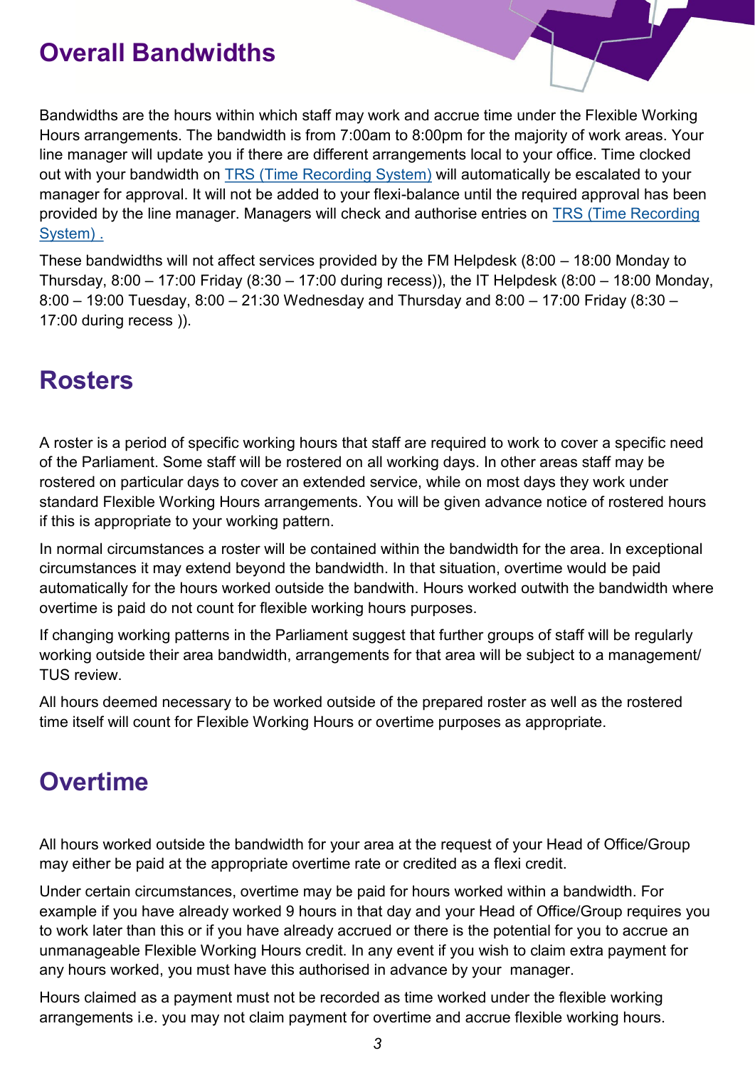## Overall Bandwidths

Bandwidths are the hours within which staff may work and accrue time under the Flexible Working Hours arrangements. The bandwidth is from 7:00am to 8:00pm for the majority of work areas. Your line manager will update you if there are different arrangements local to your office. Time clocked out with your bandwidth on [TRS (Time Recording System)]() will automatically be escalated to your manager for approval. It will not be added to your flexi-balance until the required approval has been provided by the line manager. Managers will check and authorise entries on [TRS (Time Recording System) .]()

These bandwidths will not affect services provided by the FM Helpdesk (8:00 – 18:00 Monday to Thursday, 8:00 – 17:00 Friday (8:30 – 17:00 during recess)), the IT Helpdesk (8:00 – 18:00 Monday, 8:00 – 19:00 Tuesday, 8:00 – 21:30 Wednesday and Thursday and 8:00 – 17:00 Friday (8:30 – 17:00 during recess )).

## Rosters

A roster is a period of specific working hours that staff are required to work to cover a specific need of the Parliament. Some staff will be rostered on all working days. In other areas staff may be rostered on particular days to cover an extended service, while on most days they work under standard Flexible Working Hours arrangements. You will be given advance notice of rostered hours if this is appropriate to your working pattern.

In normal circumstances a roster will be contained within the bandwidth for the area. In exceptional circumstances it may extend beyond the bandwidth. In that situation, overtime would be paid automatically for the hours worked outside the bandwith. Hours worked outwith the bandwidth where overtime is paid do not count for flexible working hours purposes.

If changing working patterns in the Parliament suggest that further groups of staff will be regularly working outside their area bandwidth, arrangements for that area will be subject to a management/ TUS review.

All hours deemed necessary to be worked outside of the prepared roster as well as the rostered time itself will count for Flexible Working Hours or overtime purposes as appropriate.

## Overtime

All hours worked outside the bandwidth for your area at the request of your Head of Office/Group may either be paid at the appropriate overtime rate or credited as a flexi credit.

Under certain circumstances, overtime may be paid for hours worked within a bandwidth. For example if you have already worked 9 hours in that day and your Head of Office/Group requires you to work later than this or if you have already accrued or there is the potential for you to accrue an unmanageable Flexible Working Hours credit. In any event if you wish to claim extra payment for any hours worked, you must have this authorised in advance by your manager.

Hours claimed as a payment must not be recorded as time worked under the flexible working arrangements i.e. you may not claim payment for overtime and accrue flexible working hours.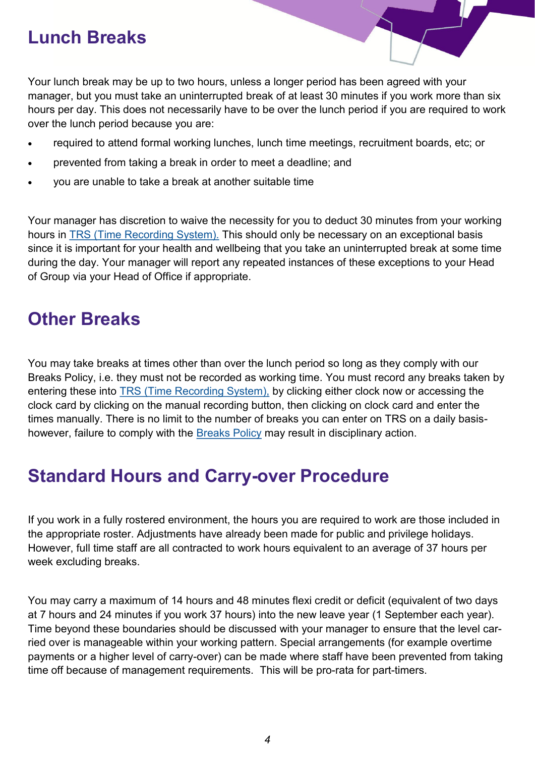## Lunch Breaks

Your lunch break may be up to two hours, unless a longer period has been agreed with your manager, but you must take an uninterrupted break of at least 30 minutes if you work more than six hours per day. This does not necessarily have to be over the lunch period if you are required to work over the lunch period because you are:

- required to attend formal working lunches, lunch time meetings, recruitment boards, etc; or
- prevented from taking a break in order to meet a deadline; and
- you are unable to take a break at another suitable time

Your manager has discretion to waive the necessity for you to deduct 30 minutes from your working hours in TRS (Time Recording System). This should only be necessary on an exceptional basis since it is important for your health and wellbeing that you take an uninterrupted break at some time during the day. Your manager will report any repeated instances of these exceptions to your Head of Group via your Head of Office if appropriate.

## Other Breaks

You may take breaks at times other than over the lunch period so long as they comply with our Breaks Policy, i.e. they must not be recorded as working time. You must record any breaks taken by entering these into TRS (Time Recording System), by clicking either clock now or accessing the clock card by clicking on the manual recording button, then clicking on clock card and enter the times manually. There is no limit to the number of breaks you can enter on TRS on a daily basis- however, failure to comply with the Breaks Policy may result in disciplinary action.

## Standard Hours and Carry-over Procedure

If you work in a fully rostered environment, the hours you are required to work are those included in the appropriate roster. Adjustments have already been made for public and privilege holidays. However, full time staff are all contracted to work hours equivalent to an average of 37 hours per week excluding breaks.

You may carry a maximum of 14 hours and 48 minutes flexi credit or deficit (equivalent of two days at 7 hours and 24 minutes if you work 37 hours) into the new leave year (1 September each year). Time beyond these boundaries should be discussed with your manager to ensure that the level carried over is manageable within your working pattern. Special arrangements (for example overtime payments or a higher level of carry-over) can be made where staff have been prevented from taking time off because of management requirements. This will be pro-rata for part-timers.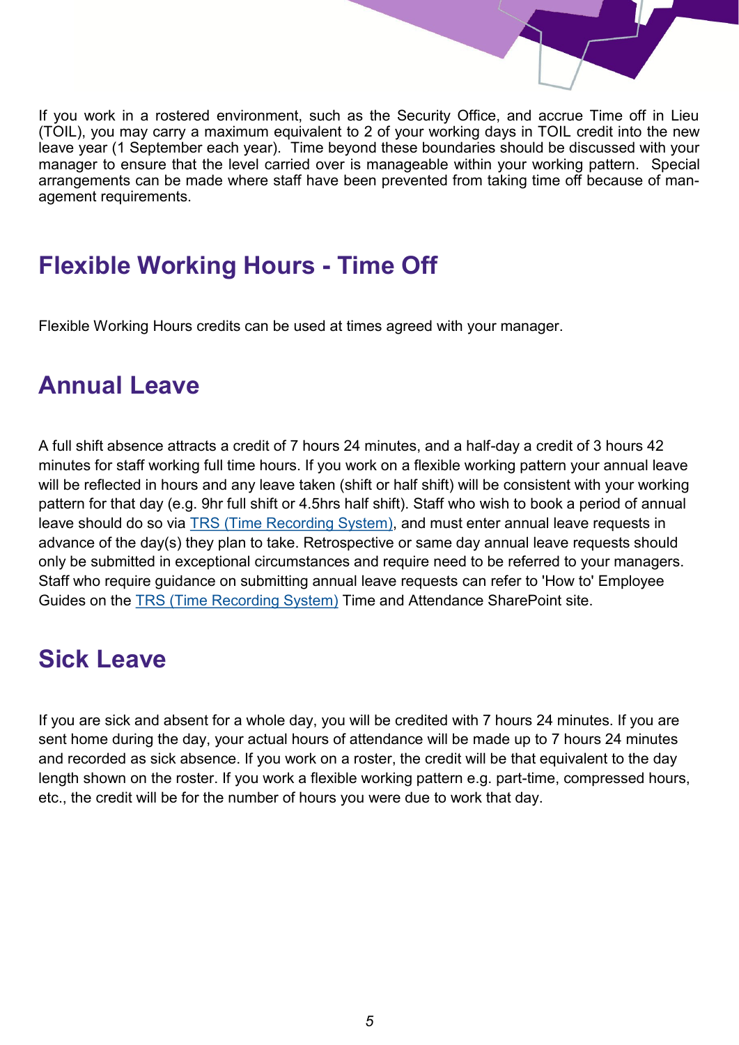If you work in a rostered environment, such as the Security Office, and accrue Time off in Lieu (TOIL), you may carry a maximum equivalent to 2 of your working days in TOIL credit into the new leave year (1 September each year). Time beyond these boundaries should be discussed with your manager to ensure that the level carried over is manageable within your working pattern. Special arrangements can be made where staff have been prevented from taking time off because of management requirements.

## Flexible Working Hours - Time Off

Flexible Working Hours credits can be used at times agreed with your manager.

## Annual Leave

A full shift absence attracts a credit of 7 hours 24 minutes, and a half-day a credit of 3 hours 42 minutes for staff working full time hours. If you work on a flexible working pattern your annual leave will be reflected in hours and any leave taken (shift or half shift) will be consistent with your working pattern for that day (e.g. 9hr full shift or 4.5hrs half shift). Staff who wish to book a period of annual leave should do so via TRS (Time Recording System), and must enter annual leave requests in advance of the day(s) they plan to take. Retrospective or same day annual leave requests should only be submitted in exceptional circumstances and require need to be referred to your managers. Staff who require guidance on submitting annual leave requests can refer to 'How to' Employee Guides on the TRS (Time Recording System) Time and Attendance SharePoint site.

## Sick Leave

If you are sick and absent for a whole day, you will be credited with 7 hours 24 minutes. If you are sent home during the day, your actual hours of attendance will be made up to 7 hours 24 minutes and recorded as sick absence. If you work on a roster, the credit will be that equivalent to the day length shown on the roster. If you work a flexible working pattern e.g. part-time, compressed hours, etc., the credit will be for the number of hours you were due to work that day.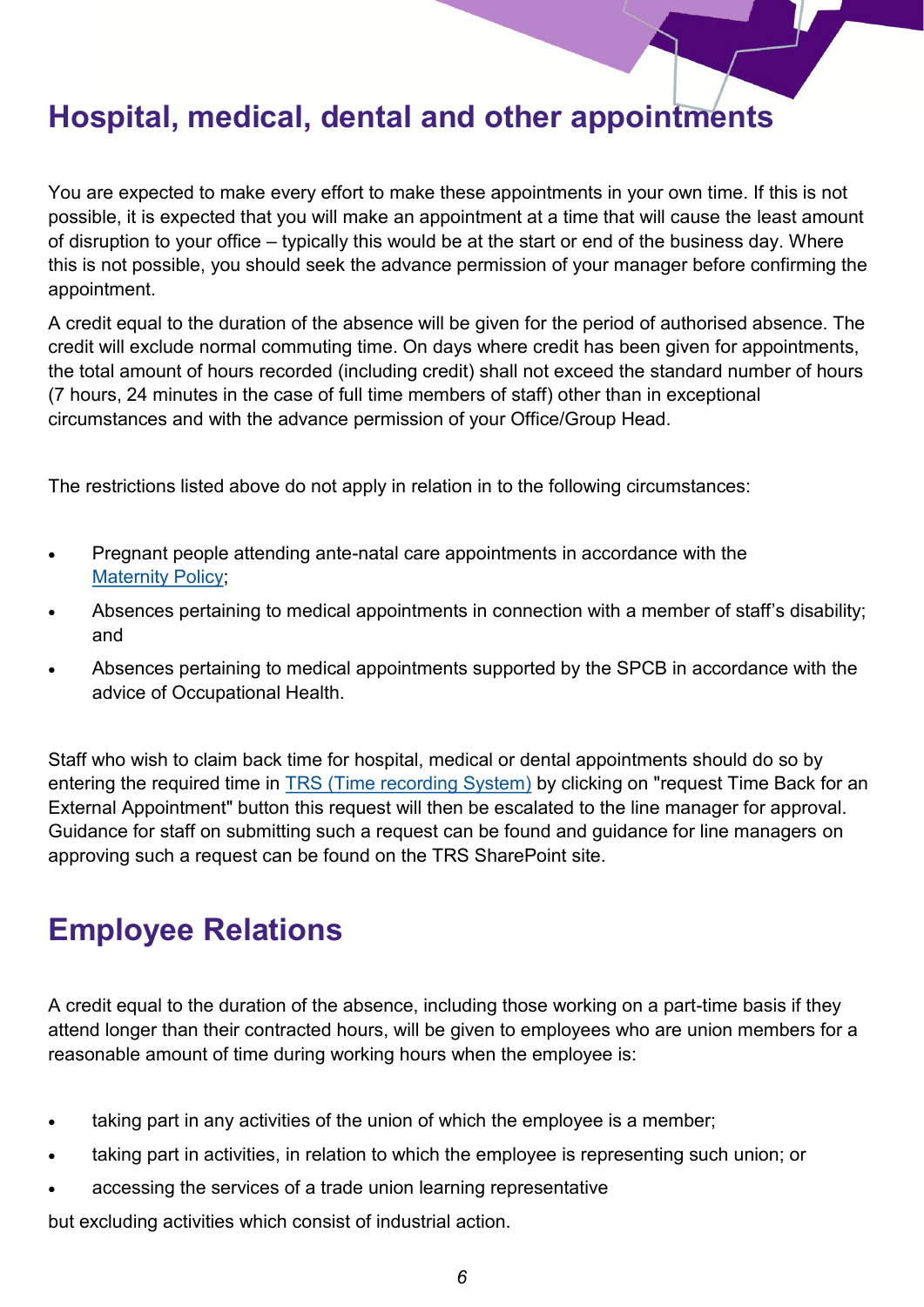## Hospital, medical, dental and other appointments

You are expected to make every effort to make these appointments in your own time. If this is not possible, it is expected that you will make an appointment at a time that will cause the least amount of disruption to your office – typically this would be at the start or end of the business day. Where this is not possible, you should seek the advance permission of your manager before confirming the appointment.

A credit equal to the duration of the absence will be given for the period of authorised absence. The credit will exclude normal commuting time. On days where credit has been given for appointments, the total amount of hours recorded (including credit) shall not exceed the standard number of hours (7 hours, 24 minutes in the case of full time members of staff) other than in exceptional circumstances and with the advance permission of your Office/Group Head.

The restrictions listed above do not apply in relation in to the following circumstances:

- Pregnant people attending ante-natal care appointments in accordance with the Maternity Policy;
- Absences pertaining to medical appointments in connection with a member of staff's disability; and
- Absences pertaining to medical appointments supported by the SPCB in accordance with the advice of Occupational Health.

Staff who wish to claim back time for hospital, medical or dental appointments should do so by entering the required time in TRS (Time recording System) by clicking on "request Time Back for an External Appointment" button this request will then be escalated to the line manager for approval. Guidance for staff on submitting such a request can be found and guidance for line managers on approving such a request can be found on the TRS SharePoint site.

## Employee Relations

A credit equal to the duration of the absence, including those working on a part-time basis if they attend longer than their contracted hours, will be given to employees who are union members for a reasonable amount of time during working hours when the employee is:

- taking part in any activities of the union of which the employee is a member;
- taking part in activities, in relation to which the employee is representing such union; or
- accessing the services of a trade union learning representative

but excluding activities which consist of industrial action.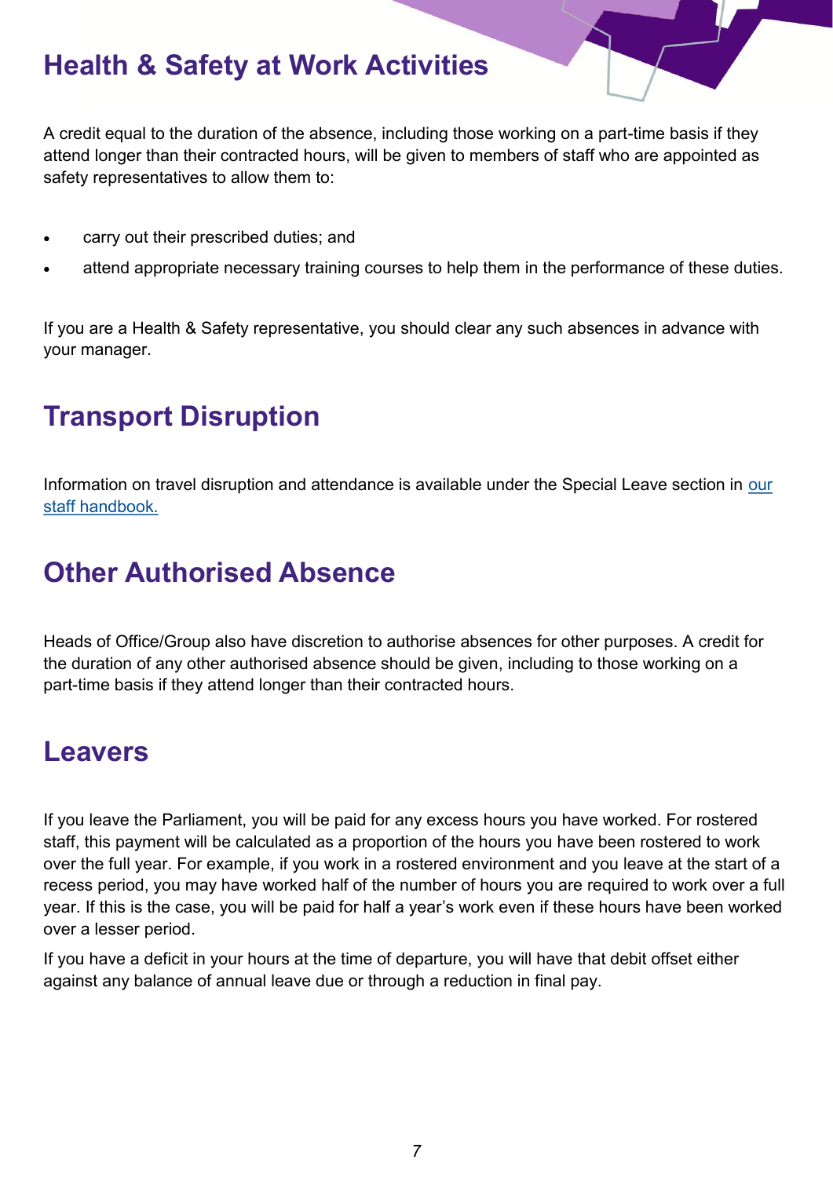## Health & Safety at Work Activities

A credit equal to the duration of the absence, including those working on a part-time basis if they attend longer than their contracted hours, will be given to members of staff who are appointed as safety representatives to allow them to:

- carry out their prescribed duties; and
- attend appropriate necessary training courses to help them in the performance of these duties.

If you are a Health & Safety representative, you should clear any such absences in advance with your manager.

## Transport Disruption

Information on travel disruption and attendance is available under the Special Leave section in our staff handbook.

## Other Authorised Absence

Heads of Office/Group also have discretion to authorise absences for other purposes. A credit for the duration of any other authorised absence should be given, including to those working on a part-time basis if they attend longer than their contracted hours.

## Leavers

If you leave the Parliament, you will be paid for any excess hours you have worked. For rostered staff, this payment will be calculated as a proportion of the hours you have been rostered to work over the full year. For example, if you work in a rostered environment and you leave at the start of a recess period, you may have worked half of the number of hours you are required to work over a full year. If this is the case, you will be paid for half a year's work even if these hours have been worked over a lesser period.

If you have a deficit in your hours at the time of departure, you will have that debit offset either against any balance of annual leave due or through a reduction in final pay.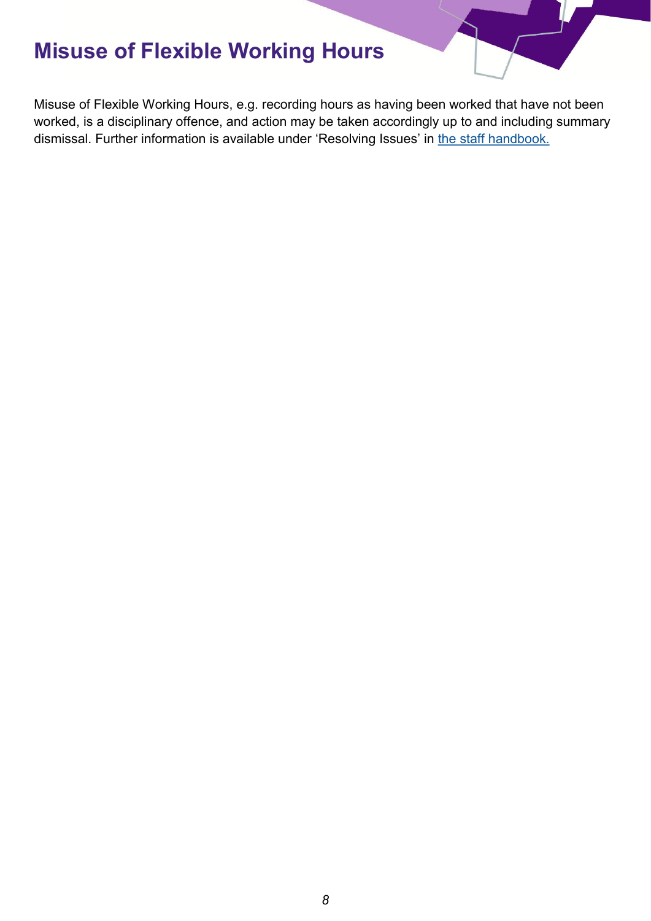# Misuse of Flexible Working Hours

Misuse of Flexible Working Hours, e.g. recording hours as having been worked that have not been worked, is a disciplinary offence, and action may be taken accordingly up to and including summary dismissal. Further information is available under 'Resolving Issues' in [the staff handbook.]()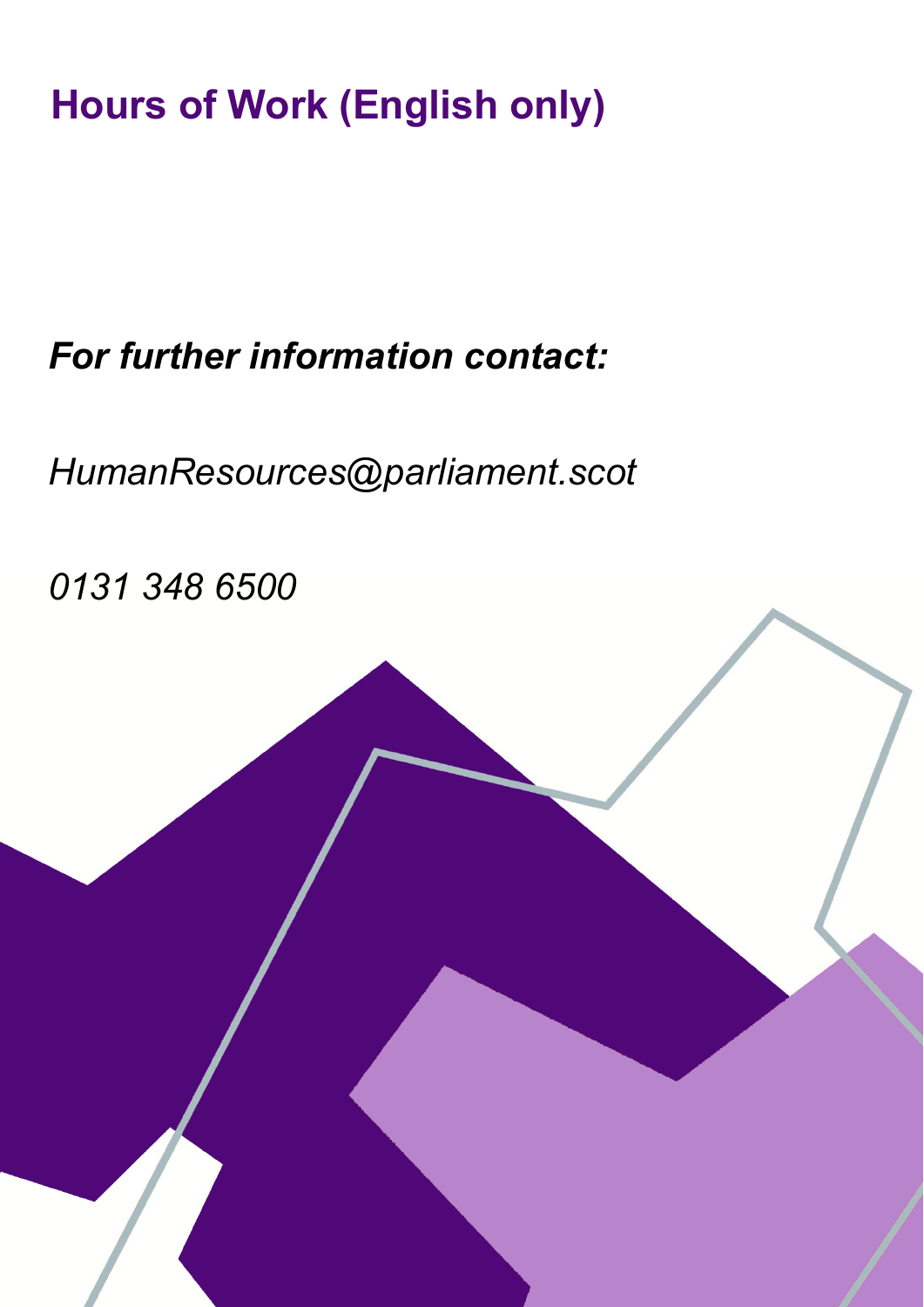# Hours of Work (English only)

***For further information contact:***

*HumanResources@parliament.scot*

*0131 348 6500*